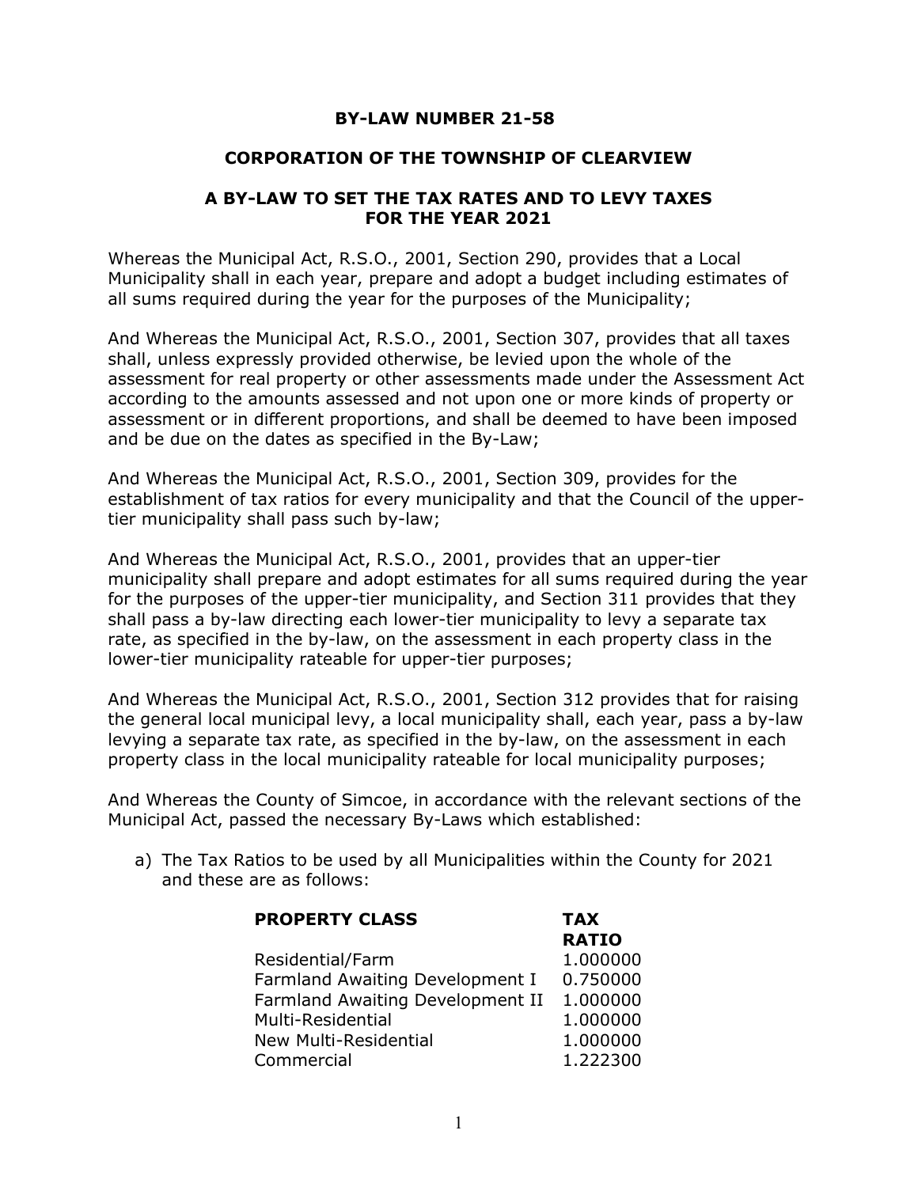# BY-LAW NUMBER 21-58

## CORPORATION OF THE TOWNSHIP OF CLEARVIEW

## A BY-LAW TO SET THE TAX RATES AND TO LEVY TAXES FOR THE YEAR 2021

Whereas the Municipal Act, R.S.O., 2001, Section 290, provides that a Local Municipality shall in each year, prepare and adopt a budget including estimates of all sums required during the year for the purposes of the Municipality;

And Whereas the Municipal Act, R.S.O., 2001, Section 307, provides that all taxes shall, unless expressly provided otherwise, be levied upon the whole of the assessment for real property or other assessments made under the Assessment Act according to the amounts assessed and not upon one or more kinds of property or assessment or in different proportions, and shall be deemed to have been imposed and be due on the dates as specified in the By-Law;

And Whereas the Municipal Act, R.S.O., 2001, Section 309, provides for the establishment of tax ratios for every municipality and that the Council of the upper-tier municipality shall pass such by-law;

And Whereas the Municipal Act, R.S.O., 2001, provides that an upper-tier municipality shall prepare and adopt estimates for all sums required during the year for the purposes of the upper-tier municipality, and Section 311 provides that they shall pass a by-law directing each lower-tier municipality to levy a separate tax rate, as specified in the by-law, on the assessment in each property class in the lower-tier municipality rateable for upper-tier purposes;

And Whereas the Municipal Act, R.S.O., 2001, Section 312 provides that for raising the general local municipal levy, a local municipality shall, each year, pass a by-law levying a separate tax rate, as specified in the by-law, on the assessment in each property class in the local municipality rateable for local municipality purposes;

And Whereas the County of Simcoe, in accordance with the relevant sections of the Municipal Act, passed the necessary By-Laws which established:

a) The Tax Ratios to be used by all Municipalities within the County for 2021 and these are as follows:

| **PROPERTY CLASS** | **TAX RATIO** |
|---|---|
| Residential/Farm | 1.000000 |
| Farmland Awaiting Development I | 0.750000 |
| Farmland Awaiting Development II | 1.000000 |
| Multi-Residential | 1.000000 |
| New Multi-Residential | 1.000000 |
| Commercial | 1.222300 |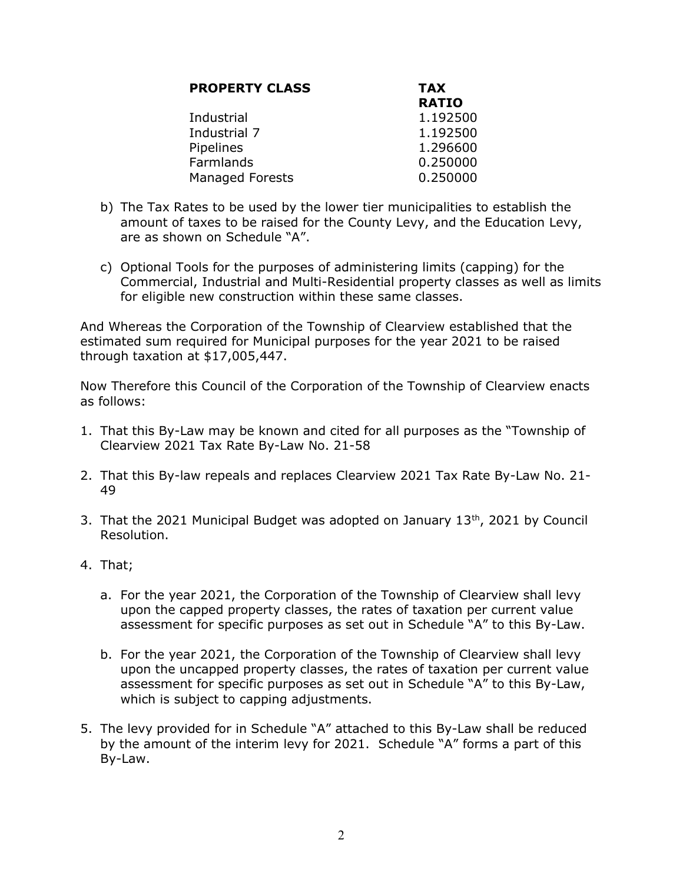| PROPERTY CLASS | TAX RATIO |
|---|---|
| Industrial | 1.192500 |
| Industrial 7 | 1.192500 |
| Pipelines | 1.296600 |
| Farmlands | 0.250000 |
| Managed Forests | 0.250000 |

b) The Tax Rates to be used by the lower tier municipalities to establish the amount of taxes to be raised for the County Levy, and the Education Levy, are as shown on Schedule "A".

c) Optional Tools for the purposes of administering limits (capping) for the Commercial, Industrial and Multi-Residential property classes as well as limits for eligible new construction within these same classes.

And Whereas the Corporation of the Township of Clearview established that the estimated sum required for Municipal purposes for the year 2021 to be raised through taxation at $17,005,447.

Now Therefore this Council of the Corporation of the Township of Clearview enacts as follows:

1. That this By-Law may be known and cited for all purposes as the "Township of Clearview 2021 Tax Rate By-Law No. 21-58
2. That this By-law repeals and replaces Clearview 2021 Tax Rate By-Law No. 21-49
3. That the 2021 Municipal Budget was adopted on January 13th, 2021 by Council Resolution.
4. That;
   a. For the year 2021, the Corporation of the Township of Clearview shall levy upon the capped property classes, the rates of taxation per current value assessment for specific purposes as set out in Schedule "A" to this By-Law.
   b. For the year 2021, the Corporation of the Township of Clearview shall levy upon the uncapped property classes, the rates of taxation per current value assessment for specific purposes as set out in Schedule "A" to this By-Law, which is subject to capping adjustments.
5. The levy provided for in Schedule "A" attached to this By-Law shall be reduced by the amount of the interim levy for 2021. Schedule "A" forms a part of this By-Law.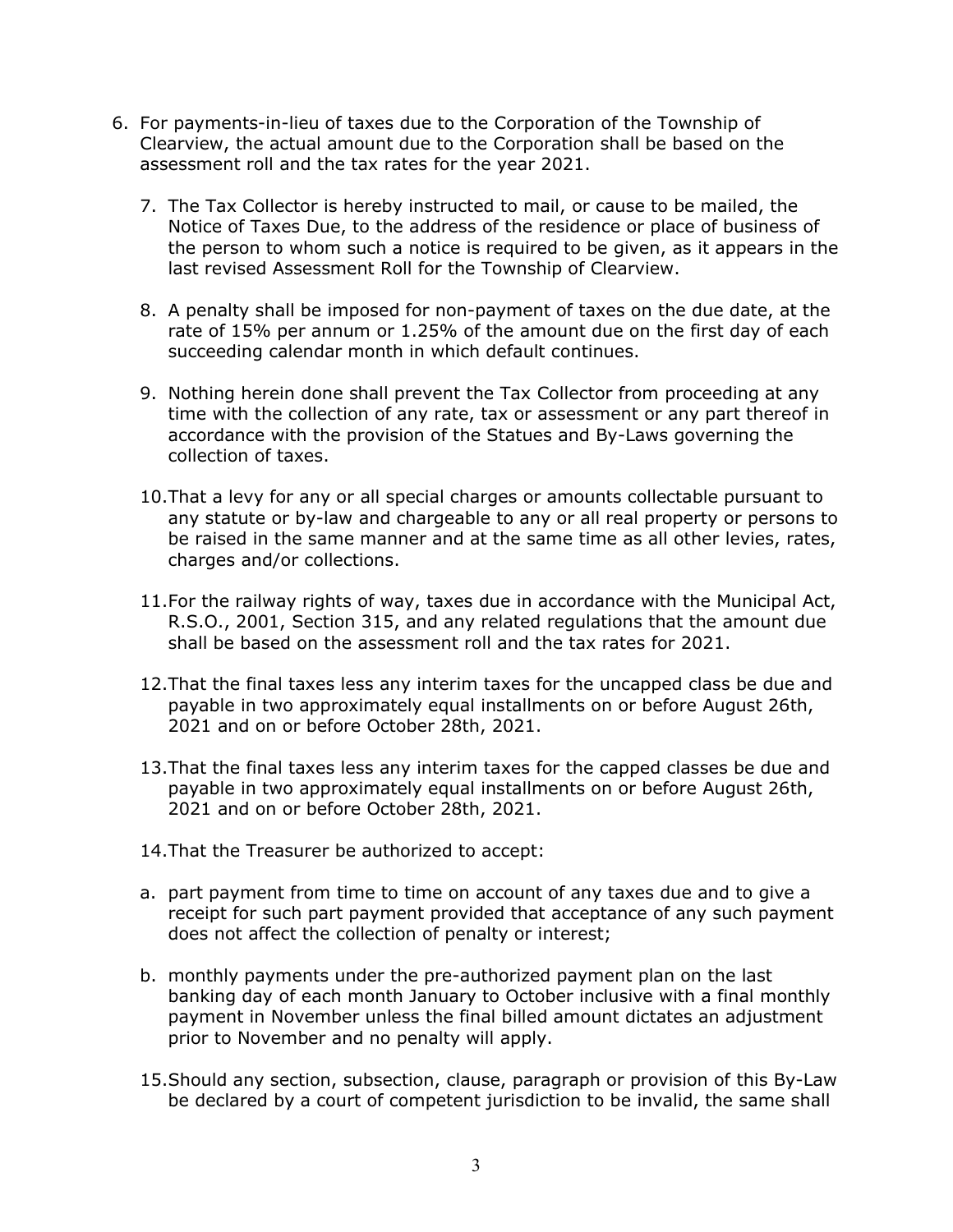6. For payments-in-lieu of taxes due to the Corporation of the Township of Clearview, the actual amount due to the Corporation shall be based on the assessment roll and the tax rates for the year 2021.

7. The Tax Collector is hereby instructed to mail, or cause to be mailed, the Notice of Taxes Due, to the address of the residence or place of business of the person to whom such a notice is required to be given, as it appears in the last revised Assessment Roll for the Township of Clearview.

8. A penalty shall be imposed for non-payment of taxes on the due date, at the rate of 15% per annum or 1.25% of the amount due on the first day of each succeeding calendar month in which default continues.

9. Nothing herein done shall prevent the Tax Collector from proceeding at any time with the collection of any rate, tax or assessment or any part thereof in accordance with the provision of the Statues and By-Laws governing the collection of taxes.

10. That a levy for any or all special charges or amounts collectable pursuant to any statute or by-law and chargeable to any or all real property or persons to be raised in the same manner and at the same time as all other levies, rates, charges and/or collections.

11. For the railway rights of way, taxes due in accordance with the Municipal Act, R.S.O., 2001, Section 315, and any related regulations that the amount due shall be based on the assessment roll and the tax rates for 2021.

12. That the final taxes less any interim taxes for the uncapped class be due and payable in two approximately equal installments on or before August 26th, 2021 and on or before October 28th, 2021.

13. That the final taxes less any interim taxes for the capped classes be due and payable in two approximately equal installments on or before August 26th, 2021 and on or before October 28th, 2021.

14. That the Treasurer be authorized to accept:

a. part payment from time to time on account of any taxes due and to give a receipt for such part payment provided that acceptance of any such payment does not affect the collection of penalty or interest;

b. monthly payments under the pre-authorized payment plan on the last banking day of each month January to October inclusive with a final monthly payment in November unless the final billed amount dictates an adjustment prior to November and no penalty will apply.

15. Should any section, subsection, clause, paragraph or provision of this By-Law be declared by a court of competent jurisdiction to be invalid, the same shall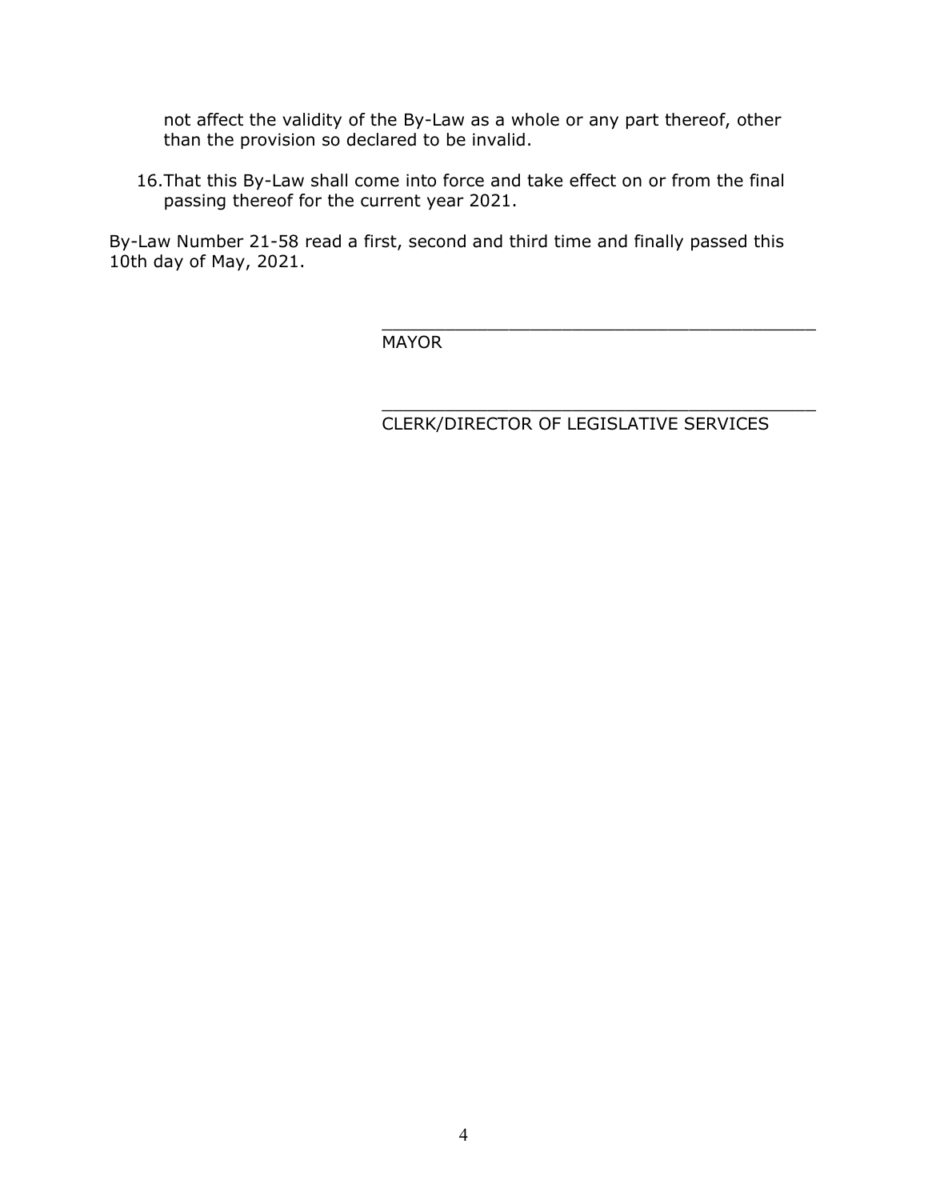not affect the validity of the By-Law as a whole or any part thereof, other than the provision so declared to be invalid.

16. That this By-Law shall come into force and take effect on or from the final passing thereof for the current year 2021.

By-Law Number 21-58 read a first, second and third time and finally passed this 10th day of May, 2021.

\_\_\_\_\_\_\_\_\_\_\_\_\_\_\_\_\_\_\_\_\_\_\_\_\_\_\_\_\_\_\_\_\_\_\_\_\_\_\_\_\_\_

MAYOR

\_\_\_\_\_\_\_\_\_\_\_\_\_\_\_\_\_\_\_\_\_\_\_\_\_\_\_\_\_\_\_\_\_\_\_\_\_\_\_\_\_\_

CLERK/DIRECTOR OF LEGISLATIVE SERVICES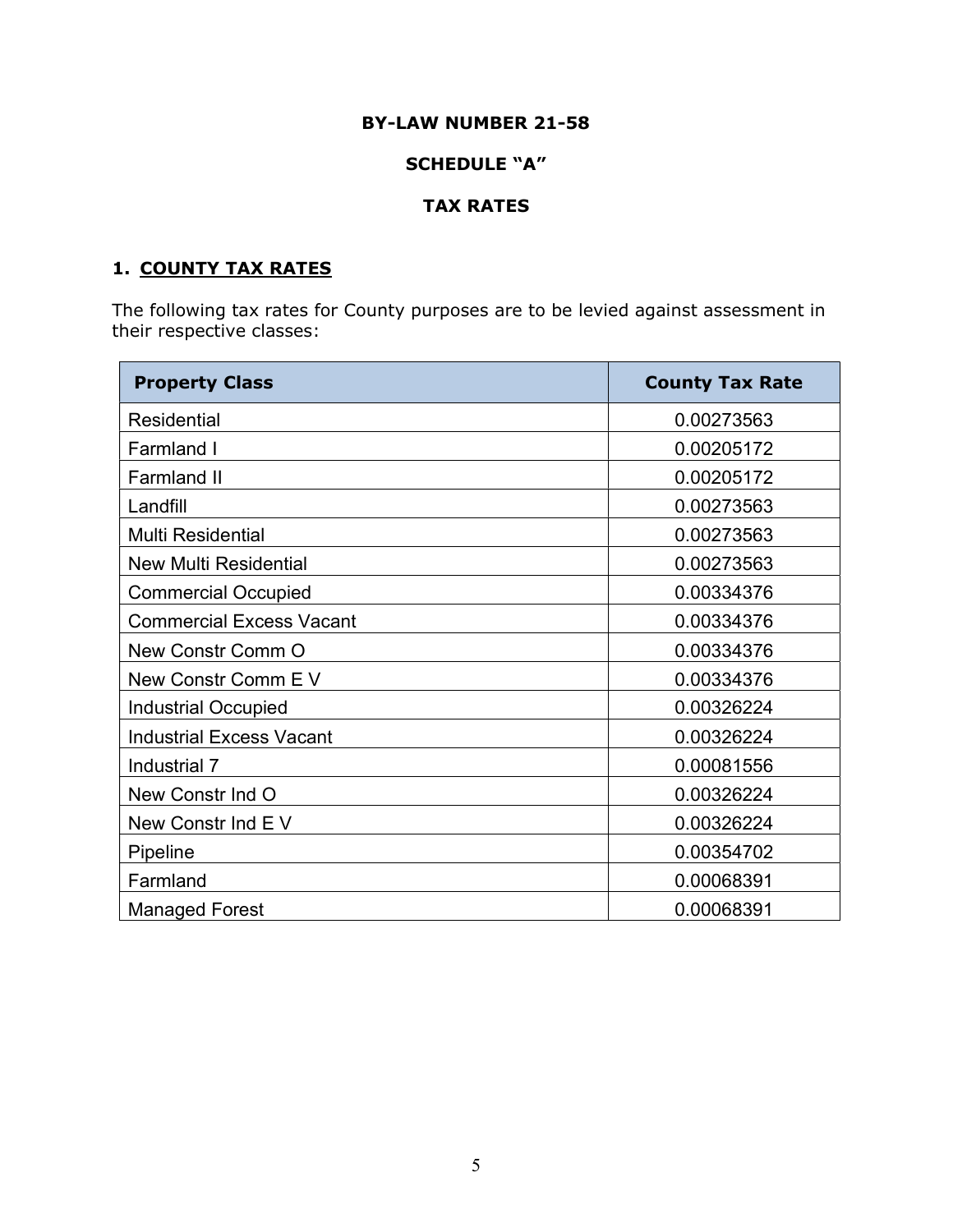**BY-LAW NUMBER 21-58**

**SCHEDULE "A"**

**TAX RATES**

## 1. COUNTY TAX RATES

The following tax rates for County purposes are to be levied against assessment in their respective classes:

| Property Class | County Tax Rate |
|---|---|
| Residential | 0.00273563 |
| Farmland I | 0.00205172 |
| Farmland II | 0.00205172 |
| Landfill | 0.00273563 |
| Multi Residential | 0.00273563 |
| New Multi Residential | 0.00273563 |
| Commercial Occupied | 0.00334376 |
| Commercial Excess Vacant | 0.00334376 |
| New Constr Comm O | 0.00334376 |
| New Constr Comm E V | 0.00334376 |
| Industrial Occupied | 0.00326224 |
| Industrial Excess Vacant | 0.00326224 |
| Industrial 7 | 0.00081556 |
| New Constr Ind O | 0.00326224 |
| New Constr Ind E V | 0.00326224 |
| Pipeline | 0.00354702 |
| Farmland | 0.00068391 |
| Managed Forest | 0.00068391 |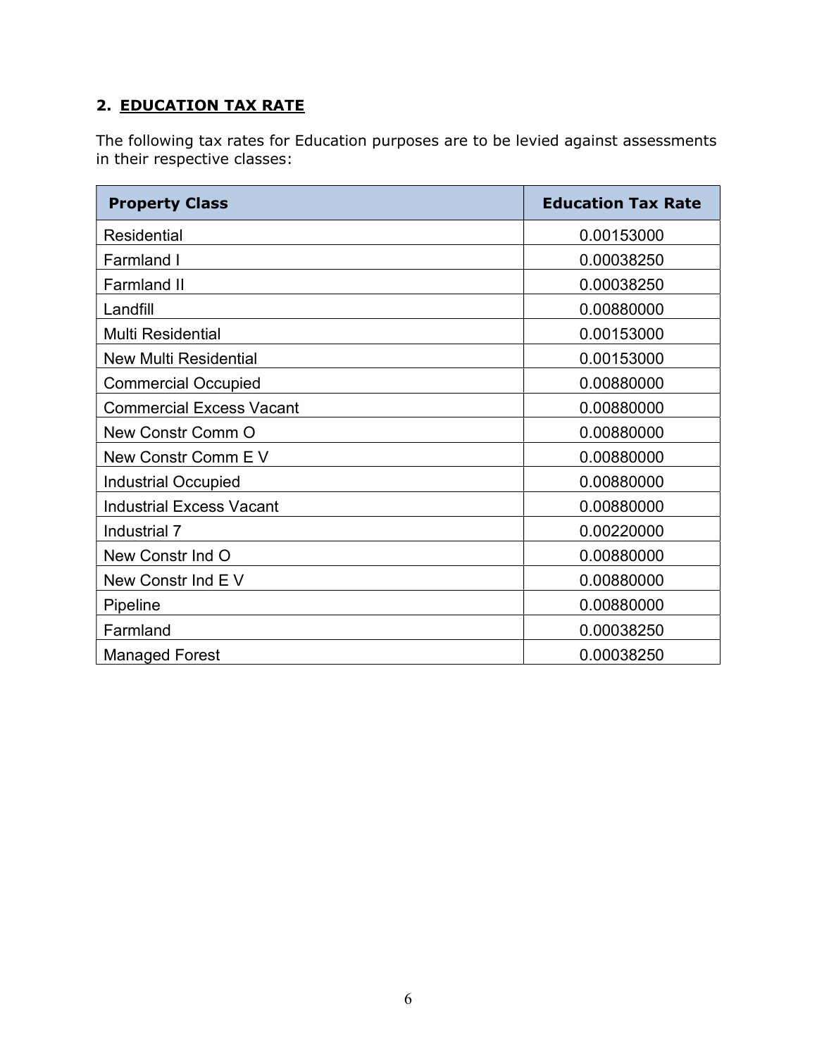## 2. EDUCATION TAX RATE

The following tax rates for Education purposes are to be levied against assessments in their respective classes:

| Property Class | Education Tax Rate |
|---|---|
| Residential | 0.00153000 |
| Farmland I | 0.00038250 |
| Farmland II | 0.00038250 |
| Landfill | 0.00880000 |
| Multi Residential | 0.00153000 |
| New Multi Residential | 0.00153000 |
| Commercial Occupied | 0.00880000 |
| Commercial Excess Vacant | 0.00880000 |
| New Constr Comm O | 0.00880000 |
| New Constr Comm E V | 0.00880000 |
| Industrial Occupied | 0.00880000 |
| Industrial Excess Vacant | 0.00880000 |
| Industrial 7 | 0.00220000 |
| New Constr Ind O | 0.00880000 |
| New Constr Ind E V | 0.00880000 |
| Pipeline | 0.00880000 |
| Farmland | 0.00038250 |
| Managed Forest | 0.00038250 |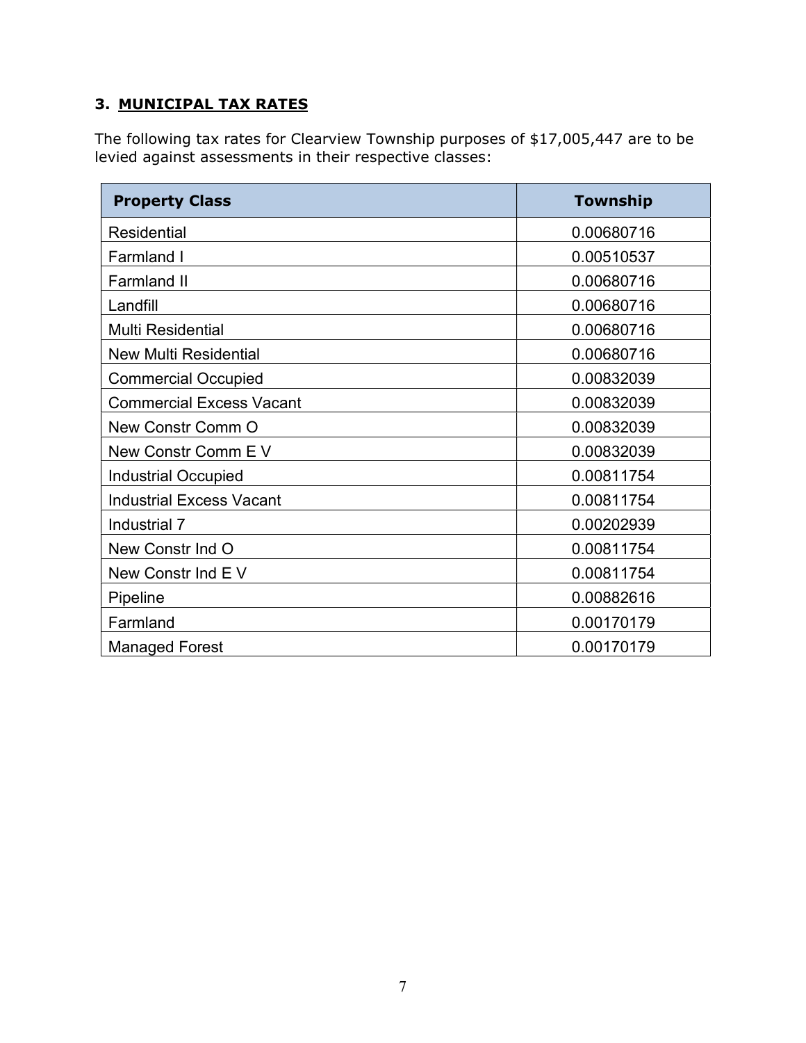### 3. MUNICIPAL TAX RATES

The following tax rates for Clearview Township purposes of $17,005,447 are to be levied against assessments in their respective classes:

| Property Class | Township |
|---|---|
| Residential | 0.00680716 |
| Farmland I | 0.00510537 |
| Farmland II | 0.00680716 |
| Landfill | 0.00680716 |
| Multi Residential | 0.00680716 |
| New Multi Residential | 0.00680716 |
| Commercial Occupied | 0.00832039 |
| Commercial Excess Vacant | 0.00832039 |
| New Constr Comm O | 0.00832039 |
| New Constr Comm E V | 0.00832039 |
| Industrial Occupied | 0.00811754 |
| Industrial Excess Vacant | 0.00811754 |
| Industrial 7 | 0.00202939 |
| New Constr Ind O | 0.00811754 |
| New Constr Ind E V | 0.00811754 |
| Pipeline | 0.00882616 |
| Farmland | 0.00170179 |
| Managed Forest | 0.00170179 |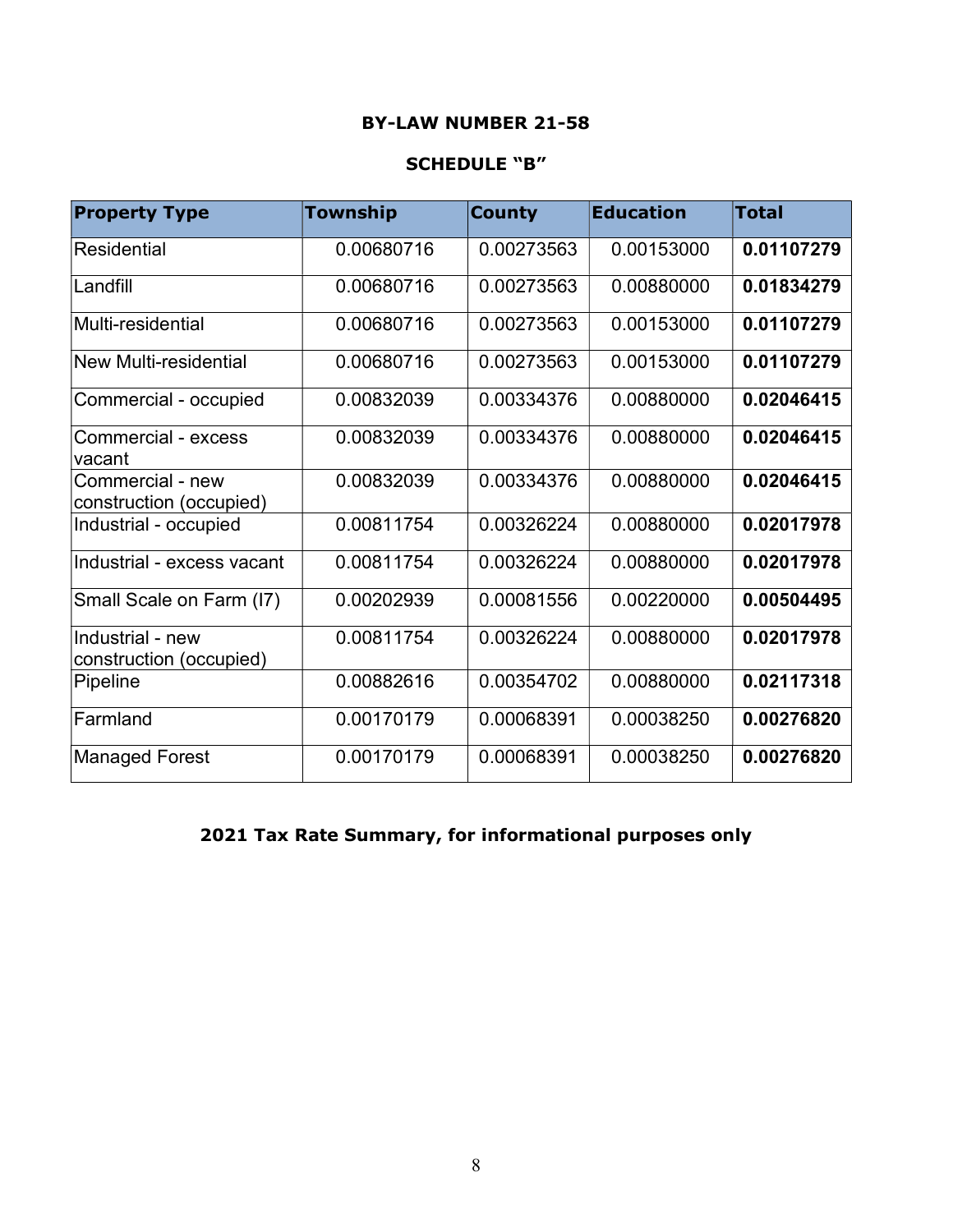**BY-LAW NUMBER 21-58**

**SCHEDULE "B"**

| Property Type | Township | County | Education | Total |
|---|---|---|---|---|
| Residential | 0.00680716 | 0.00273563 | 0.00153000 | **0.01107279** |
| Landfill | 0.00680716 | 0.00273563 | 0.00880000 | **0.01834279** |
| Multi-residential | 0.00680716 | 0.00273563 | 0.00153000 | **0.01107279** |
| New Multi-residential | 0.00680716 | 0.00273563 | 0.00153000 | **0.01107279** |
| Commercial - occupied | 0.00832039 | 0.00334376 | 0.00880000 | **0.02046415** |
| Commercial - excess vacant | 0.00832039 | 0.00334376 | 0.00880000 | **0.02046415** |
| Commercial - new construction (occupied) | 0.00832039 | 0.00334376 | 0.00880000 | **0.02046415** |
| Industrial - occupied | 0.00811754 | 0.00326224 | 0.00880000 | **0.02017978** |
| Industrial - excess vacant | 0.00811754 | 0.00326224 | 0.00880000 | **0.02017978** |
| Small Scale on Farm (I7) | 0.00202939 | 0.00081556 | 0.00220000 | **0.00504495** |
| Industrial - new construction (occupied) | 0.00811754 | 0.00326224 | 0.00880000 | **0.02017978** |
| Pipeline | 0.00882616 | 0.00354702 | 0.00880000 | **0.02117318** |
| Farmland | 0.00170179 | 0.00068391 | 0.00038250 | **0.00276820** |
| Managed Forest | 0.00170179 | 0.00068391 | 0.00038250 | **0.00276820** |

**2021 Tax Rate Summary, for informational purposes only**